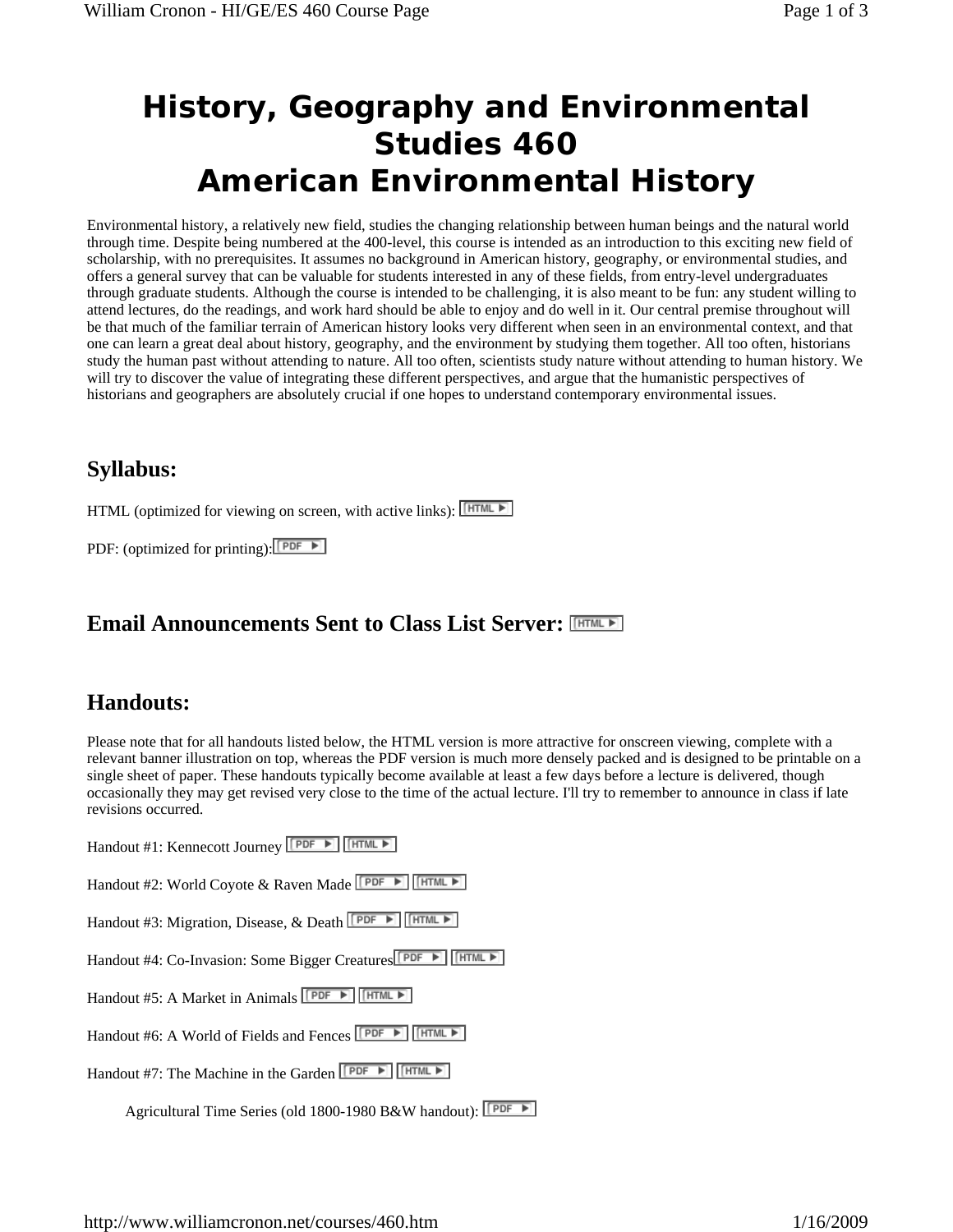# History, Geography and Environmental Studies 460
# American Environmental History

Environmental history, a relatively new field, studies the changing relationship between human beings and the natural world through time. Despite being numbered at the 400-level, this course is intended as an introduction to this exciting new field of scholarship, with no prerequisites. It assumes no background in American history, geography, or environmental studies, and offers a general survey that can be valuable for students interested in any of these fields, from entry-level undergraduates through graduate students. Although the course is intended to be challenging, it is also meant to be fun: any student willing to attend lectures, do the readings, and work hard should be able to enjoy and do well in it. Our central premise throughout will be that much of the familiar terrain of American history looks very different when seen in an environmental context, and that one can learn a great deal about history, geography, and the environment by studying them together. All too often, historians study the human past without attending to nature. All too often, scientists study nature without attending to human history. We will try to discover the value of integrating these different perspectives, and argue that the humanistic perspectives of historians and geographers are absolutely crucial if one hopes to understand contemporary environmental issues.

## Syllabus:

HTML (optimized for viewing on screen, with active links): [HTML ▶]

PDF: (optimized for printing): [PDF ▶]

## Email Announcements Sent to Class List Server: [HTML ▶]

## Handouts:

Please note that for all handouts listed below, the HTML version is more attractive for onscreen viewing, complete with a relevant banner illustration on top, whereas the PDF version is much more densely packed and is designed to be printable on a single sheet of paper. These handouts typically become available at least a few days before a lecture is delivered, though occasionally they may get revised very close to the time of the actual lecture. I'll try to remember to announce in class if late revisions occurred.

Handout #1: Kennecott Journey [PDF ▶] [HTML ▶]

Handout #2: World Coyote & Raven Made [PDF ▶] [HTML ▶]

Handout #3: Migration, Disease, & Death [PDF ▶] [HTML ▶]

Handout #4: Co-Invasion: Some Bigger Creatures [PDF ▶] [HTML ▶]

Handout #5: A Market in Animals [PDF ▶] [HTML ▶]

Handout #6: A World of Fields and Fences [PDF ▶] [HTML ▶]

Handout #7: The Machine in the Garden [PDF ▶] [HTML ▶]

Agricultural Time Series (old 1800-1980 B&W handout): [PDF ▶]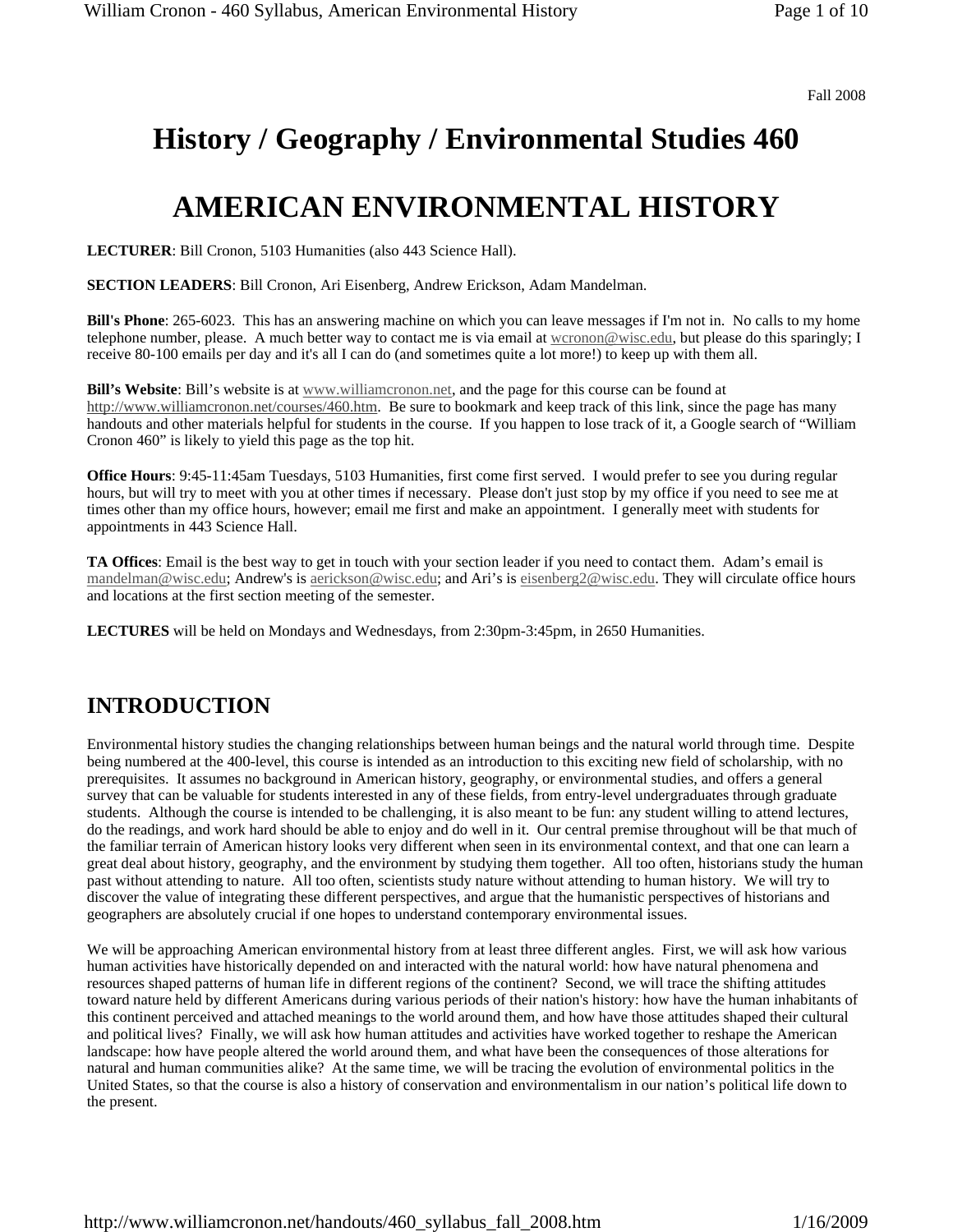Fall 2008

# History / Geography / Environmental Studies 460

# AMERICAN ENVIRONMENTAL HISTORY

**LECTURER**: Bill Cronon, 5103 Humanities (also 443 Science Hall).

**SECTION LEADERS**: Bill Cronon, Ari Eisenberg, Andrew Erickson, Adam Mandelman.

**Bill's Phone**: 265-6023. This has an answering machine on which you can leave messages if I'm not in. No calls to my home telephone number, please. A much better way to contact me is via email at wcronon@wisc.edu, but please do this sparingly; I receive 80-100 emails per day and it's all I can do (and sometimes quite a lot more!) to keep up with them all.

**Bill's Website**: Bill's website is at www.williamcronon.net, and the page for this course can be found at http://www.williamcronon.net/courses/460.htm. Be sure to bookmark and keep track of this link, since the page has many handouts and other materials helpful for students in the course. If you happen to lose track of it, a Google search of "William Cronon 460" is likely to yield this page as the top hit.

**Office Hours**: 9:45-11:45am Tuesdays, 5103 Humanities, first come first served. I would prefer to see you during regular hours, but will try to meet with you at other times if necessary. Please don't just stop by my office if you need to see me at times other than my office hours, however; email me first and make an appointment. I generally meet with students for appointments in 443 Science Hall.

**TA Offices**: Email is the best way to get in touch with your section leader if you need to contact them. Adam's email is mandelman@wisc.edu; Andrew's is aerickson@wisc.edu; and Ari's is eisenberg2@wisc.edu. They will circulate office hours and locations at the first section meeting of the semester.

**LECTURES** will be held on Mondays and Wednesdays, from 2:30pm-3:45pm, in 2650 Humanities.

## INTRODUCTION

Environmental history studies the changing relationships between human beings and the natural world through time. Despite being numbered at the 400-level, this course is intended as an introduction to this exciting new field of scholarship, with no prerequisites. It assumes no background in American history, geography, or environmental studies, and offers a general survey that can be valuable for students interested in any of these fields, from entry-level undergraduates through graduate students. Although the course is intended to be challenging, it is also meant to be fun: any student willing to attend lectures, do the readings, and work hard should be able to enjoy and do well in it. Our central premise throughout will be that much of the familiar terrain of American history looks very different when seen in its environmental context, and that one can learn a great deal about history, geography, and the environment by studying them together. All too often, historians study the human past without attending to nature. All too often, scientists study nature without attending to human history. We will try to discover the value of integrating these different perspectives, and argue that the humanistic perspectives of historians and geographers are absolutely crucial if one hopes to understand contemporary environmental issues.

We will be approaching American environmental history from at least three different angles. First, we will ask how various human activities have historically depended on and interacted with the natural world: how have natural phenomena and resources shaped patterns of human life in different regions of the continent? Second, we will trace the shifting attitudes toward nature held by different Americans during various periods of their nation's history: how have the human inhabitants of this continent perceived and attached meanings to the world around them, and how have those attitudes shaped their cultural and political lives? Finally, we will ask how human attitudes and activities have worked together to reshape the American landscape: how have people altered the world around them, and what have been the consequences of those alterations for natural and human communities alike? At the same time, we will be tracing the evolution of environmental politics in the United States, so that the course is also a history of conservation and environmentalism in our nation's political life down to the present.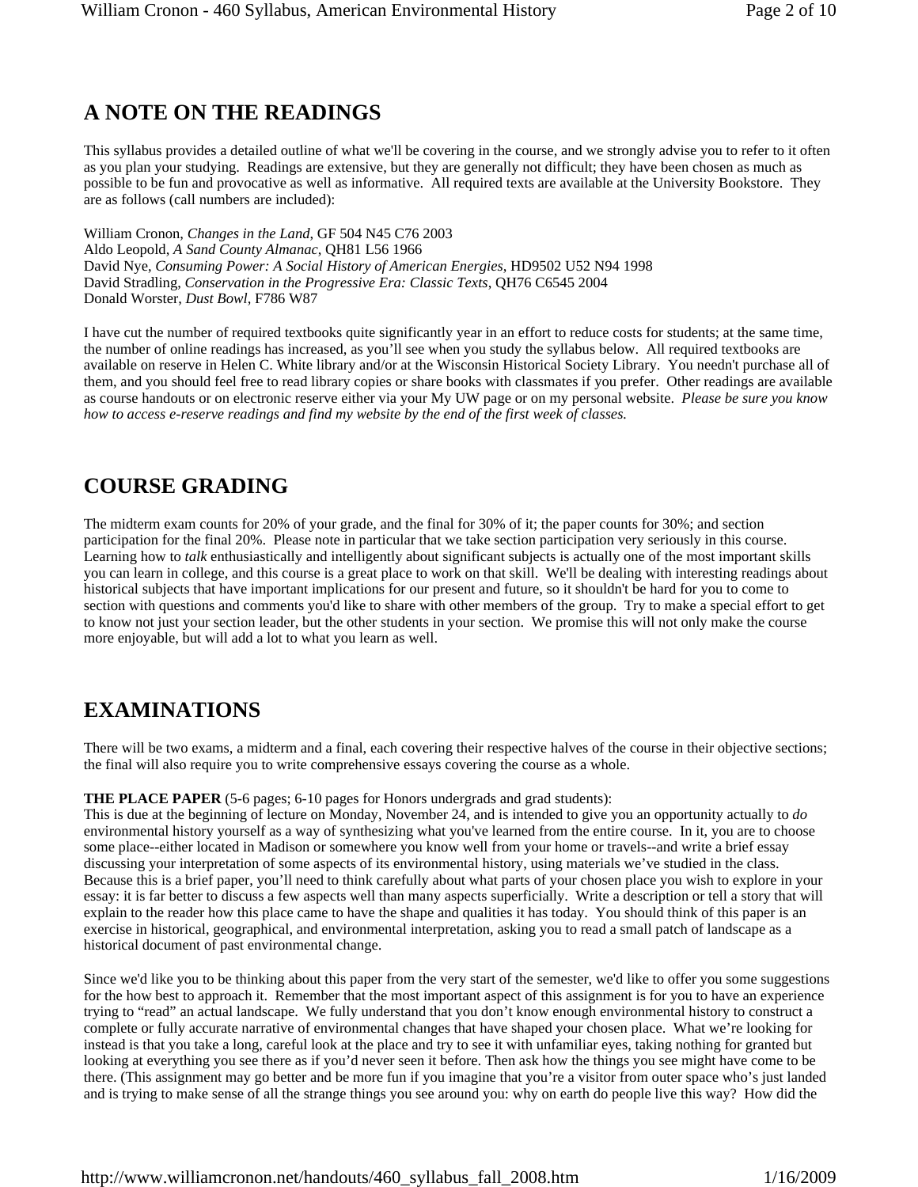## A NOTE ON THE READINGS

This syllabus provides a detailed outline of what we'll be covering in the course, and we strongly advise you to refer to it often as you plan your studying. Readings are extensive, but they are generally not difficult; they have been chosen as much as possible to be fun and provocative as well as informative. All required texts are available at the University Bookstore. They are as follows (call numbers are included):

William Cronon, *Changes in the Land*, GF 504 N45 C76 2003
Aldo Leopold, *A Sand County Almanac*, QH81 L56 1966
David Nye, *Consuming Power: A Social History of American Energies*, HD9502 U52 N94 1998
David Stradling, *Conservation in the Progressive Era: Classic Texts*, QH76 C6545 2004
Donald Worster, *Dust Bowl*, F786 W87

I have cut the number of required textbooks quite significantly year in an effort to reduce costs for students; at the same time, the number of online readings has increased, as you'll see when you study the syllabus below. All required textbooks are available on reserve in Helen C. White library and/or at the Wisconsin Historical Society Library. You needn't purchase all of them, and you should feel free to read library copies or share books with classmates if you prefer. Other readings are available as course handouts or on electronic reserve either via your My UW page or on my personal website. *Please be sure you know how to access e-reserve readings and find my website by the end of the first week of classes.*

## COURSE GRADING

The midterm exam counts for 20% of your grade, and the final for 30% of it; the paper counts for 30%; and section participation for the final 20%. Please note in particular that we take section participation very seriously in this course. Learning how to *talk* enthusiastically and intelligently about significant subjects is actually one of the most important skills you can learn in college, and this course is a great place to work on that skill. We'll be dealing with interesting readings about historical subjects that have important implications for our present and future, so it shouldn't be hard for you to come to section with questions and comments you'd like to share with other members of the group. Try to make a special effort to get to know not just your section leader, but the other students in your section. We promise this will not only make the course more enjoyable, but will add a lot to what you learn as well.

## EXAMINATIONS

There will be two exams, a midterm and a final, each covering their respective halves of the course in their objective sections; the final will also require you to write comprehensive essays covering the course as a whole.

**THE PLACE PAPER** (5-6 pages; 6-10 pages for Honors undergrads and grad students):
This is due at the beginning of lecture on Monday, November 24, and is intended to give you an opportunity actually to *do* environmental history yourself as a way of synthesizing what you've learned from the entire course. In it, you are to choose some place--either located in Madison or somewhere you know well from your home or travels--and write a brief essay discussing your interpretation of some aspects of its environmental history, using materials we've studied in the class. Because this is a brief paper, you'll need to think carefully about what parts of your chosen place you wish to explore in your essay: it is far better how to discuss a few aspects well than many aspects superficially. Write a description or tell a story that will explain to the reader how this place came to have the shape and qualities it has today. You should think of this paper is an exercise in historical, geographical, and environmental interpretation, asking you to read a small patch of landscape as a historical document of past environmental change.

Since we'd like you to be thinking about this paper from the very start of the semester, we'd like to offer you some suggestions for the how best to approach it. Remember that the most important aspect of this assignment is for you to have an experience trying to "read" an actual landscape. We fully understand that you don't know enough environmental history to construct a complete or fully accurate narrative of environmental changes that have shaped your chosen place. What we're looking for instead is that you take a long, careful look at the place and try to see it with unfamiliar eyes, taking nothing for granted but looking at everything you see there as if you'd never seen it before. Then ask how the things you see might have come to be there. (This assignment may go better and be more fun if you imagine that you're a visitor from outer space who's just landed and is trying to make sense of all the strange things you see around you: why on earth do people live this way? How did the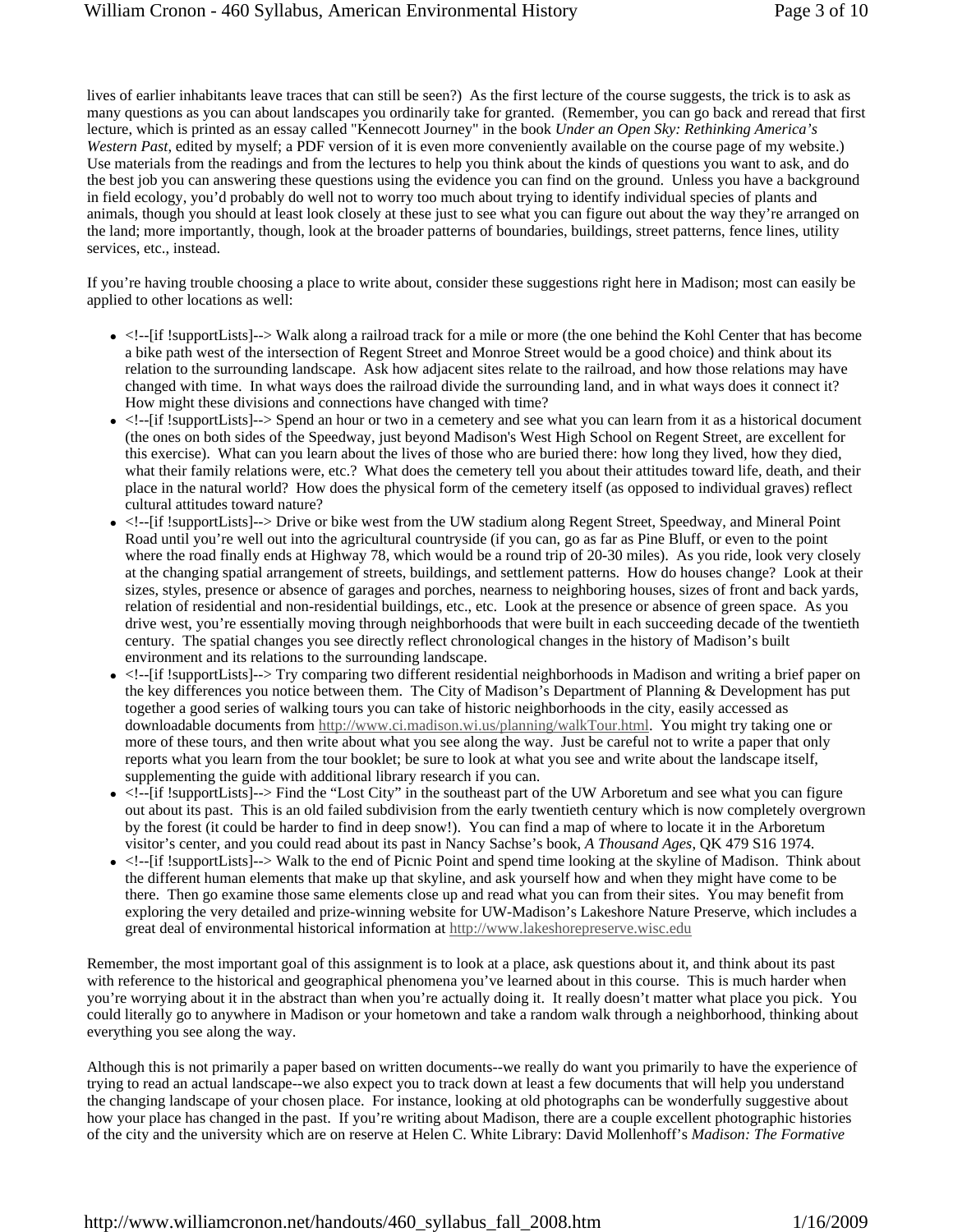lives of earlier inhabitants leave traces that can still be seen?) As the first lecture of the course suggests, the trick is to ask as many questions as you can about landscapes you ordinarily take for granted. (Remember, you can go back and reread that first lecture, which is printed as an essay called "Kennecott Journey" in the book *Under an Open Sky: Rethinking America's Western Past*, edited by myself; a PDF version of it is even more conveniently available on the course page of my website.) Use materials from the readings and from the lectures to help you think about the kinds of questions you want to ask, and do the best job you can answering these questions using the evidence you can find on the ground. Unless you have a background in field ecology, you'd probably do well not to worry too much about trying to identify individual species of plants and animals, though you should at least look closely at these just to see what you can figure out about the way they're arranged on the land; more importantly, though, look at the broader patterns of boundaries, buildings, street patterns, fence lines, utility services, etc., instead.

If you're having trouble choosing a place to write about, consider these suggestions right here in Madison; most can easily be applied to other locations as well:

- <!--[if !supportLists]--> Walk along a railroad track for a mile or more (the one behind the Kohl Center that has become a bike path west of the intersection of Regent Street and Monroe Street would be a good choice) and think about its relation to the surrounding landscape. Ask how adjacent sites relate to the railroad, and how those relations may have changed with time. In what ways does the railroad divide the surrounding land, and in what ways does it connect it? How might these divisions and connections have changed with time?
- <!--[if !supportLists]--> Spend an hour or two in a cemetery and see what you can learn from it as a historical document (the ones on both sides of the Speedway, just beyond Madison's West High School on Regent Street, are excellent for this exercise). What can you learn about the lives of those who are buried there: how long they lived, how they died, what their family relations were, etc.? What does the cemetery tell you about their attitudes toward life, death, and their place in the natural world? How does the physical form of the cemetery itself (as opposed to individual graves) reflect cultural attitudes toward nature?
- <!--[if !supportLists]--> Drive or bike west from the UW stadium along Regent Street, Speedway, and Mineral Point Road until you're well out into the agricultural countryside (if you can, go as far as Pine Bluff, or even to the point where the road finally ends at Highway 78, which would be a round trip of 20-30 miles). As you ride, look very closely at the changing spatial arrangement of streets, buildings, and settlement patterns. How do houses change? Look at their sizes, styles, presence or absence of garages and porches, nearness to neighboring houses, sizes of front and back yards, relation of residential and non-residential buildings, etc., etc. Look at the presence or absence of green space. As you drive west, you're essentially moving through neighborhoods that were built in each succeeding decade of the twentieth century. The spatial changes you see directly reflect chronological changes in the history of Madison's built environment and its relations to the surrounding landscape.
- <!--[if !supportLists]--> Try comparing two different residential neighborhoods in Madison and writing a brief paper on the key differences you notice between them. The City of Madison's Department of Planning & Development has put together a good series of walking tours you can take of historic neighborhoods in the city, easily accessed as downloadable documents from http://www.ci.madison.wi.us/planning/walkTour.html. You might try taking one or more of these tours, and then write about what you see along the way. Just be careful not to write a paper that only reports what you learn from the tour booklet; be sure to look at what you see and write about the landscape itself, supplementing the guide with additional library research if you can.
- <!--[if !supportLists]--> Find the "Lost City" in the southeast part of the UW Arboretum and see what you can figure out about its past. This is an old failed subdivision from the early twentieth century which is now completely overgrown by the forest (it could be harder to find in deep snow!). You can find a map of where to locate it in the Arboretum visitor's center, and you could read about its past in Nancy Sachse's book, *A Thousand Ages*, QK 479 S16 1974.
- <!--[if !supportLists]--> Walk to the end of Picnic Point and spend time looking at the skyline of Madison. Think about the different human elements that make up that skyline, and ask yourself how and when they might have come to be there. Then go examine those same elements close up and read what you can from their sites. You may benefit from exploring the very detailed and prize-winning website for UW-Madison's Lakeshore Nature Preserve, which includes a great deal of environmental historical information at http://www.lakeshorepreserve.wisc.edu

Remember, the most important goal of this assignment is to look at a place, ask questions about it, and think about its past with reference to the historical and geographical phenomena you've learned about in this course. This is much harder when you're worrying about it in the abstract than when you're actually doing it. It really doesn't matter what place you pick. You could literally go to anywhere in Madison or your hometown and take a random walk through a neighborhood, thinking about everything you see along the way.

Although this is not primarily a paper based on written documents--we really do want you primarily to have the experience of trying to read an actual landscape--we also expect you to track down at least a few documents that will help you understand the changing landscape of your chosen place. For instance, looking at old photographs can be wonderfully suggestive about how your place has changed in the past. If you're writing about Madison, there are a couple excellent photographic histories of the city and the university which are on reserve at Helen C. White Library: David Mollenhoff's *Madison: The Formative*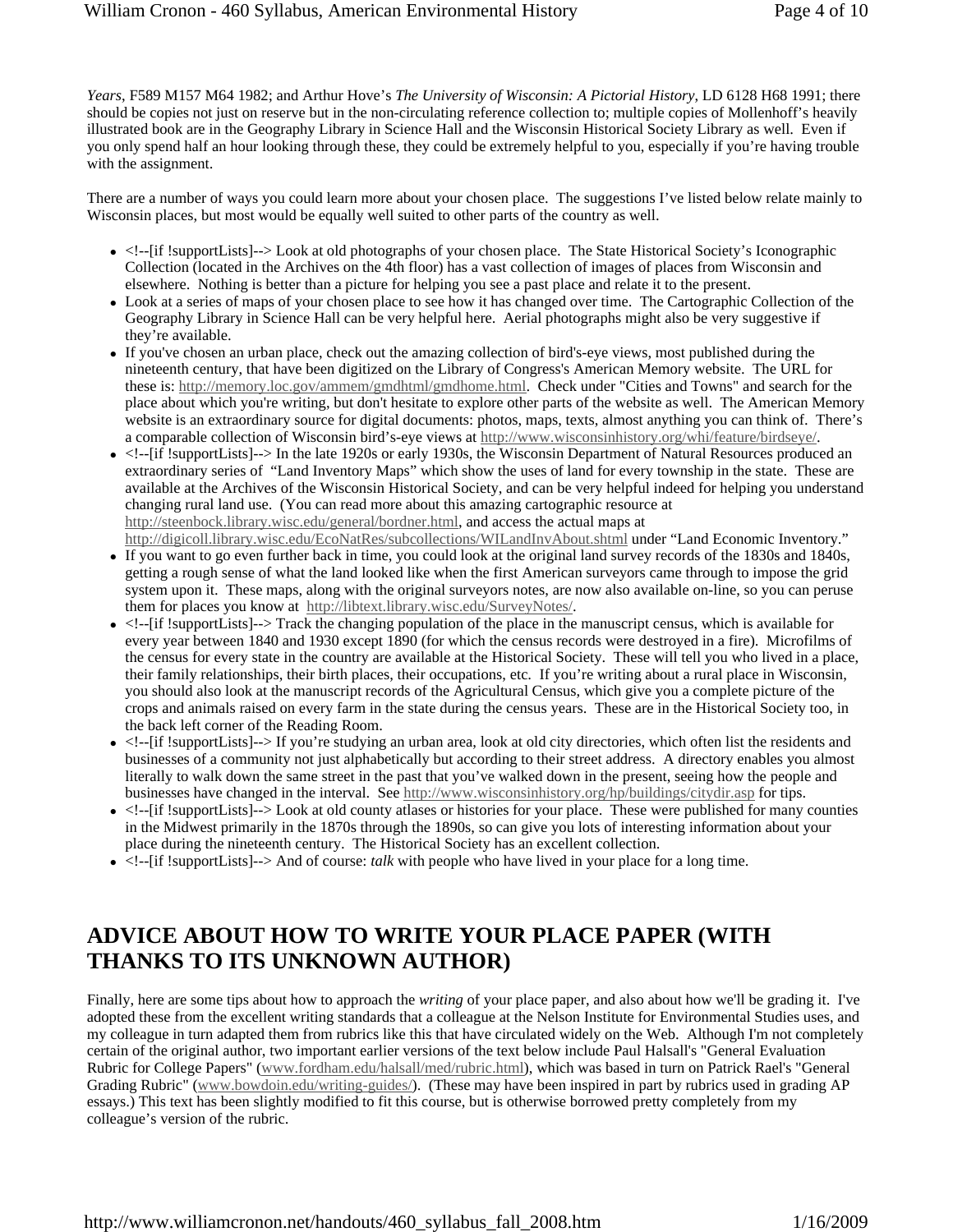*Years*, F589 M157 M64 1982; and Arthur Hove's *The University of Wisconsin: A Pictorial History*, LD 6128 H68 1991; there should be copies not just on reserve but in the non-circulating reference collection to; multiple copies of Mollenhoff's heavily illustrated book are in the Geography Library in Science Hall and the Wisconsin Historical Society Library as well. Even if you only spend half an hour looking through these, they could be extremely helpful to you, especially if you're having trouble with the assignment.

There are a number of ways you could learn more about your chosen place. The suggestions I've listed below relate mainly to Wisconsin places, but most would be equally well suited to other parts of the country as well.

- <!--[if !supportLists]--> Look at old photographs of your chosen place. The State Historical Society's Iconographic Collection (located in the Archives on the 4th floor) has a vast collection of images of places from Wisconsin and elsewhere. Nothing is better than a picture for helping you see a past place and relate it to the present.
- Look at a series of maps of your chosen place to see how it has changed over time. The Cartographic Collection of the Geography Library in Science Hall can be very helpful here. Aerial photographs might also be very suggestive if they're available.
- If you've chosen an urban place, check out the amazing collection of bird's-eye views, most published during the nineteenth century, that have been digitized on the Library of Congress's American Memory website. The URL for these is: http://memory.loc.gov/ammem/gmdhtml/gmdhome.html. Check under "Cities and Towns" and search for the place about which you're writing, but don't hesitate to explore other parts of the website as well. The American Memory website is an extraordinary source for digital documents: photos, maps, texts, almost anything you can think of. There's a comparable collection of Wisconsin bird's-eye views at http://www.wisconsinhistory.org/whi/feature/birdseye/.
- <!--[if !supportLists]--> In the late 1920s or early 1930s, the Wisconsin Department of Natural Resources produced an extraordinary series of "Land Inventory Maps" which show the uses of land for every township in the state. These are available at the Archives of the Wisconsin Historical Society, and can be very helpful indeed for helping you understand changing rural land use. (You can read more about this amazing cartographic resource at http://steenbock.library.wisc.edu/general/bordner.html, and access the actual maps at http://digicoll.library.wisc.edu/EcoNatRes/subcollections/WILandInvAbout.shtml under "Land Economic Inventory."
- If you want to go even further back in time, you could look at the original land survey records of the 1830s and 1840s, getting a rough sense of what the land looked like when the first American surveyors came through to impose the grid system upon it. These maps, along with the original surveyors notes, are now also available on-line, so you can peruse them for places you know at http://libtext.library.wisc.edu/SurveyNotes/.
- <!--[if !supportLists]--> Track the changing population of the place in the manuscript census, which is available for every year between 1840 and 1930 except 1890 (for which the census records were destroyed in a fire). Microfilms of the census for every state in the country are available at the Historical Society. These will tell you who lived in a place, their family relationships, their birth places, their occupations, etc. If you're writing about a rural place in Wisconsin, you should also look at the manuscript records of the Agricultural Census, which give you a complete picture of the crops and animals raised on every farm in the state during the census years. These are in the Historical Society too, in the back left corner of the Reading Room.
- <!--[if !supportLists]--> If you're studying an urban area, look at old city directories, which often list the residents and businesses of a community not just alphabetically but according to their street address. A directory enables you almost literally to walk down the same street in the past that you've walked down in the present, seeing how the people and businesses have changed in the interval. See http://www.wisconsinhistory.org/hp/buildings/citydir.asp for tips.
- <!--[if !supportLists]--> Look at old county atlases or histories for your place. These were published for many counties in the Midwest primarily in the 1870s through the 1890s, so can give you lots of interesting information about your place during the nineteenth century. The Historical Society has an excellent collection.
- <!--[if !supportLists]--> And of course: *talk* with people who have lived in your place for a long time.

## ADVICE ABOUT HOW TO WRITE YOUR PLACE PAPER (WITH THANKS TO ITS UNKNOWN AUTHOR)

Finally, here are some tips about how to approach the *writing* of your place paper, and also about how we'll be grading it. I've adopted these from the excellent writing standards that a colleague at the Nelson Institute for Environmental Studies uses, and my colleague in turn adapted them from rubrics like this that have circulated widely on the Web. Although I'm not completely certain of the original author, two important earlier versions of the text below include Paul Halsall's "General Evaluation Rubric for College Papers" (www.fordham.edu/halsall/med/rubric.html), which was based in turn on Patrick Rael's "General Grading Rubric" (www.bowdoin.edu/writing-guides/). (These may have been inspired in part by rubrics used in grading AP essays.) This text has been slightly modified to fit this course, but is otherwise borrowed pretty completely from my colleague's version of the rubric.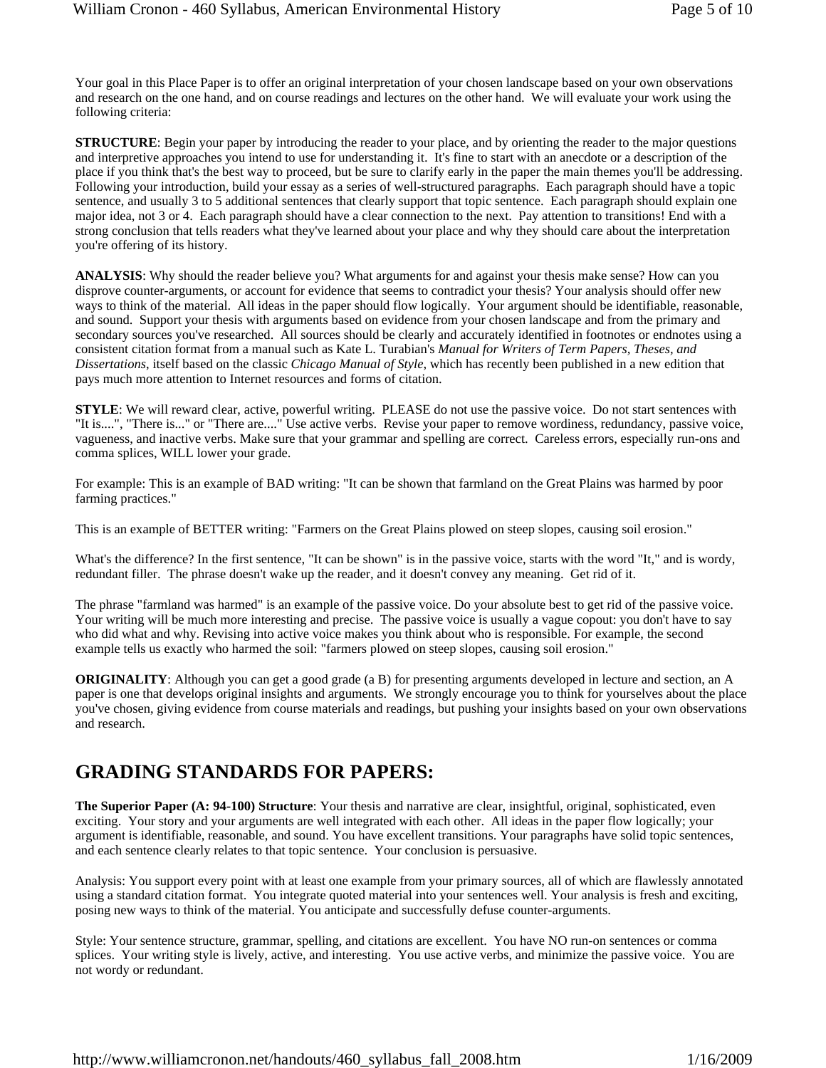Your goal in this Place Paper is to offer an original interpretation of your chosen landscape based on your own observations and research on the one hand, and on course readings and lectures on the other hand. We will evaluate your work using the following criteria:

**STRUCTURE**: Begin your paper by introducing the reader to your place, and by orienting the reader to the major questions and interpretive approaches you intend to use for understanding it. It's fine to start with an anecdote or a description of the place if you think that's the best way to proceed, but be sure to clarify early in the paper the main themes you'll be addressing. Following your introduction, build your essay as a series of well-structured paragraphs. Each paragraph should have a topic sentence, and usually 3 to 5 additional sentences that clearly support that topic sentence. Each paragraph should explain one major idea, not 3 or 4. Each paragraph should have a clear connection to the next. Pay attention to transitions! End with a strong conclusion that tells readers what they've learned about your place and why they should care about the interpretation you're offering of its history.

**ANALYSIS**: Why should the reader believe you? What arguments for and against your thesis make sense? How can you disprove counter-arguments, or account for evidence that seems to contradict your thesis? Your analysis should offer new ways to think of the material. All ideas in the paper should flow logically. Your argument should be identifiable, reasonable, and sound. Support your thesis with arguments based on evidence from your chosen landscape and from the primary and secondary sources you've researched. All sources should be clearly and accurately identified in footnotes or endnotes using a consistent citation format from a manual such as Kate L. Turabian's *Manual for Writers of Term Papers, Theses, and Dissertations*, itself based on the classic *Chicago Manual of Style*, which has recently been published in a new edition that pays much more attention to Internet resources and forms of citation.

**STYLE**: We will reward clear, active, powerful writing. PLEASE do not use the passive voice. Do not start sentences with "It is....", "There is..." or "There are...." Use active verbs. Revise your paper to remove wordiness, redundancy, passive voice, vagueness, and inactive verbs. Make sure that your grammar and spelling are correct. Careless errors, especially run-ons and comma splices, WILL lower your grade.

For example: This is an example of BAD writing: "It can be shown that farmland on the Great Plains was harmed by poor farming practices."

This is an example of BETTER writing: "Farmers on the Great Plains plowed on steep slopes, causing soil erosion."

What's the difference? In the first sentence, "It can be shown" is in the passive voice, starts with the word "It," and is wordy, redundant filler. The phrase doesn't wake up the reader, and it doesn't convey any meaning. Get rid of it.

The phrase "farmland was harmed" is an example of the passive voice. Do your absolute best to get rid of the passive voice. Your writing will be much more interesting and precise. The passive voice is usually a vague copout: you don't have to say who did what and why. Revising into active voice makes you think about who is responsible. For example, the second example tells us exactly who harmed the soil: "farmers plowed on steep slopes, causing soil erosion."

**ORIGINALITY**: Although you can get a good grade (a B) for presenting arguments developed in lecture and section, an A paper is one that develops original insights and arguments. We strongly encourage you to think for yourselves about the place you've chosen, giving evidence from course materials and readings, but pushing your insights based on your own observations and research.

## GRADING STANDARDS FOR PAPERS:

**The Superior Paper (A: 94-100) Structure**: Your thesis and narrative are clear, insightful, original, sophisticated, even exciting. Your story and your arguments are well integrated with each other. All ideas in the paper flow logically; your argument is identifiable, reasonable, and sound. You have excellent transitions. Your paragraphs have solid topic sentences, and each sentence clearly relates to that topic sentence. Your conclusion is persuasive.

Analysis: You support every point with at least one example from your primary sources, all of which are flawlessly annotated using a standard citation format. You integrate quoted material into your sentences well. Your analysis is fresh and exciting, posing new ways to think of the material. You anticipate and successfully defuse counter-arguments.

Style: Your sentence structure, grammar, spelling, and citations are excellent. You have NO run-on sentences or comma splices. Your writing style is lively, active, and interesting. You use active verbs, and minimize the passive voice. You are not wordy or redundant.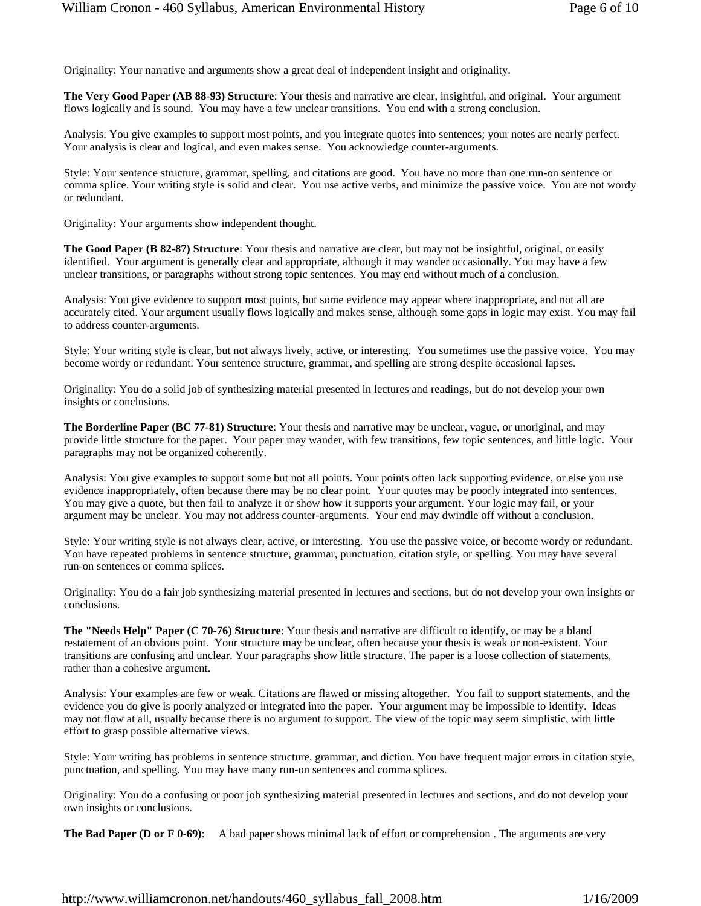Originality: Your narrative and arguments show a great deal of independent insight and originality.

**The Very Good Paper (AB 88-93) Structure**: Your thesis and narrative are clear, insightful, and original. Your argument flows logically and is sound. You may have a few unclear transitions. You end with a strong conclusion.

Analysis: You give examples to support most points, and you integrate quotes into sentences; your notes are nearly perfect. Your analysis is clear and logical, and even makes sense. You acknowledge counter-arguments.

Style: Your sentence structure, grammar, spelling, and citations are good. You have no more than one run-on sentence or comma splice. Your writing style is solid and clear. You use active verbs, and minimize the passive voice. You are not wordy or redundant.

Originality: Your arguments show independent thought.

**The Good Paper (B 82-87) Structure**: Your thesis and narrative are clear, but may not be insightful, original, or easily identified. Your argument is generally clear and appropriate, although it may wander occasionally. You may have a few unclear transitions, or paragraphs without strong topic sentences. You may end without much of a conclusion.

Analysis: You give evidence to support most points, but some evidence may appear where inappropriate, and not all are accurately cited. Your argument usually flows logically and makes sense, although some gaps in logic may exist. You may fail to address counter-arguments.

Style: Your writing style is clear, but not always lively, active, or interesting. You sometimes use the passive voice. You may become wordy or redundant. Your sentence structure, grammar, and spelling are strong despite occasional lapses.

Originality: You do a solid job of synthesizing material presented in lectures and readings, but do not develop your own insights or conclusions.

**The Borderline Paper (BC 77-81) Structure**: Your thesis and narrative may be unclear, vague, or unoriginal, and may provide little structure for the paper. Your paper may wander, with few transitions, few topic sentences, and little logic. Your paragraphs may not be organized coherently.

Analysis: You give examples to support some but not all points. Your points often lack supporting evidence, or else you use evidence inappropriately, often because there may be no clear point. Your quotes may be poorly integrated into sentences. You may give a quote, but then fail to analyze it or show how it supports your argument. Your logic may fail, or your argument may be unclear. You may not address counter-arguments. Your end may dwindle off without a conclusion.

Style: Your writing style is not always clear, active, or interesting. You use the passive voice, or become wordy or redundant. You have repeated problems in sentence structure, grammar, punctuation, citation style, or spelling. You may have several run-on sentences or comma splices.

Originality: You do a fair job synthesizing material presented in lectures and sections, but do not develop your own insights or conclusions.

**The "Needs Help" Paper (C 70-76) Structure**: Your thesis and narrative are difficult to identify, or may be a bland restatement of an obvious point. Your structure may be unclear, often because your thesis is weak or non-existent. Your transitions are confusing and unclear. Your paragraphs show little structure. The paper is a loose collection of statements, rather than a cohesive argument.

Analysis: Your examples are few or weak. Citations are flawed or missing altogether. You fail to support statements, and the evidence you do give is poorly analyzed or integrated into the paper. Your argument may be impossible to identify. Ideas may not flow at all, usually because there is no argument to support. The view of the topic may seem simplistic, with little effort to grasp possible alternative views.

Style: Your writing has problems in sentence structure, grammar, and diction. You have frequent major errors in citation style, punctuation, and spelling. You may have many run-on sentences and comma splices.

Originality: You do a confusing or poor job synthesizing material presented in lectures and sections, and do not develop your own insights or conclusions.

**The Bad Paper (D or F 0-69)**: A bad paper shows minimal lack of effort or comprehension . The arguments are very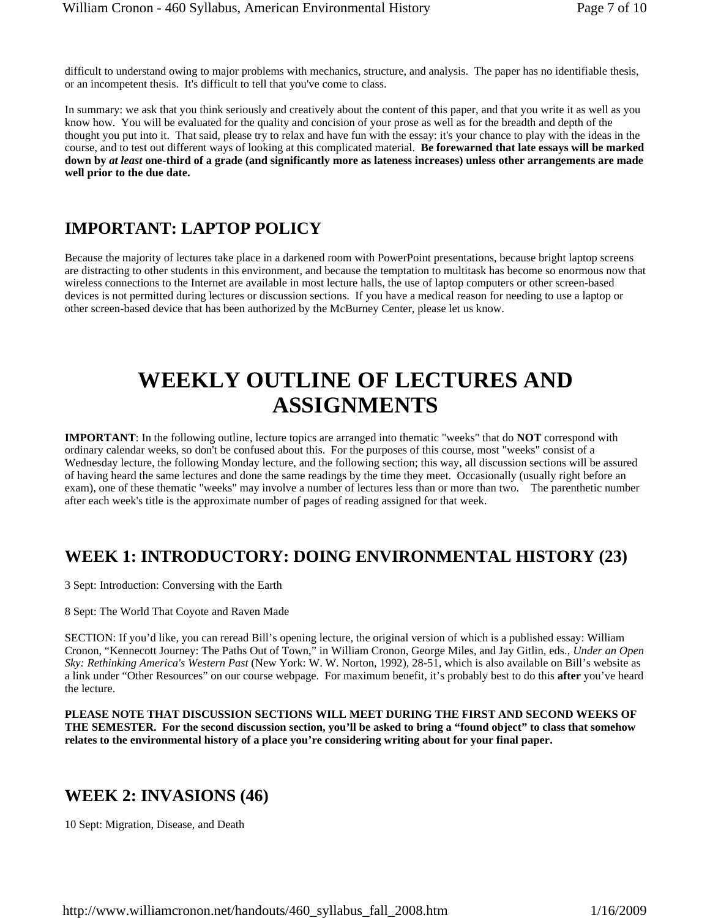difficult to understand owing to major problems with mechanics, structure, and analysis. The paper has no identifiable thesis, or an incompetent thesis. It's difficult to tell that you've come to class.

In summary: we ask that you think seriously and creatively about the content of this paper, and that you write it as well as you know how. You will be evaluated for the quality and concision of your prose as well as for the breadth and depth of the thought you put into it. That said, please try to relax and have fun with the essay: it's your chance to play with the ideas in the course, and to test out different ways of looking at this complicated material. **Be forewarned that late essays will be marked down by *at least* one-third of a grade (and significantly more as lateness increases) unless other arrangements are made well prior to the due date.**

## IMPORTANT: LAPTOP POLICY

Because the majority of lectures take place in a darkened room with PowerPoint presentations, because bright laptop screens are distracting to other students in this environment, and because the temptation to multitask has become so enormous now that wireless connections to the Internet are available in most lecture halls, the use of laptop computers or other screen-based devices is not permitted during lectures or discussion sections. If you have a medical reason for needing to use a laptop or other screen-based device that has been authorized by the McBurney Center, please let us know.

# WEEKLY OUTLINE OF LECTURES AND ASSIGNMENTS

**IMPORTANT**: In the following outline, lecture topics are arranged into thematic "weeks" that do **NOT** correspond with ordinary calendar weeks, so don't be confused about this. For the purposes of this course, most "weeks" consist of a Wednesday lecture, the following Monday lecture, and the following section; this way, all discussion sections will be assured of having heard the same lectures and done the same readings by the time they meet. Occasionally (usually right before an exam), one of these thematic "weeks" may involve a number of lectures less than or more than two. The parenthetic number after each week's title is the approximate number of pages of reading assigned for that week.

## WEEK 1: INTRODUCTORY: DOING ENVIRONMENTAL HISTORY (23)

3 Sept: Introduction: Conversing with the Earth

8 Sept: The World That Coyote and Raven Made

SECTION: If you'd like, you can reread Bill's opening lecture, the original version of which is a published essay: William Cronon, "Kennecott Journey: The Paths Out of Town," in William Cronon, George Miles, and Jay Gitlin, eds., *Under an Open Sky: Rethinking America's Western Past* (New York: W. W. Norton, 1992), 28-51, which is also available on Bill's website as a link under "Other Resources" on our course webpage. For maximum benefit, it's probably best to do this **after** you've heard the lecture.

**PLEASE NOTE THAT DISCUSSION SECTIONS WILL MEET DURING THE FIRST AND SECOND WEEKS OF THE SEMESTER. For the second discussion section, you'll be asked to bring a "found object" to class that somehow relates to the environmental history of a place you're considering writing about for your final paper.**

## WEEK 2: INVASIONS (46)

10 Sept: Migration, Disease, and Death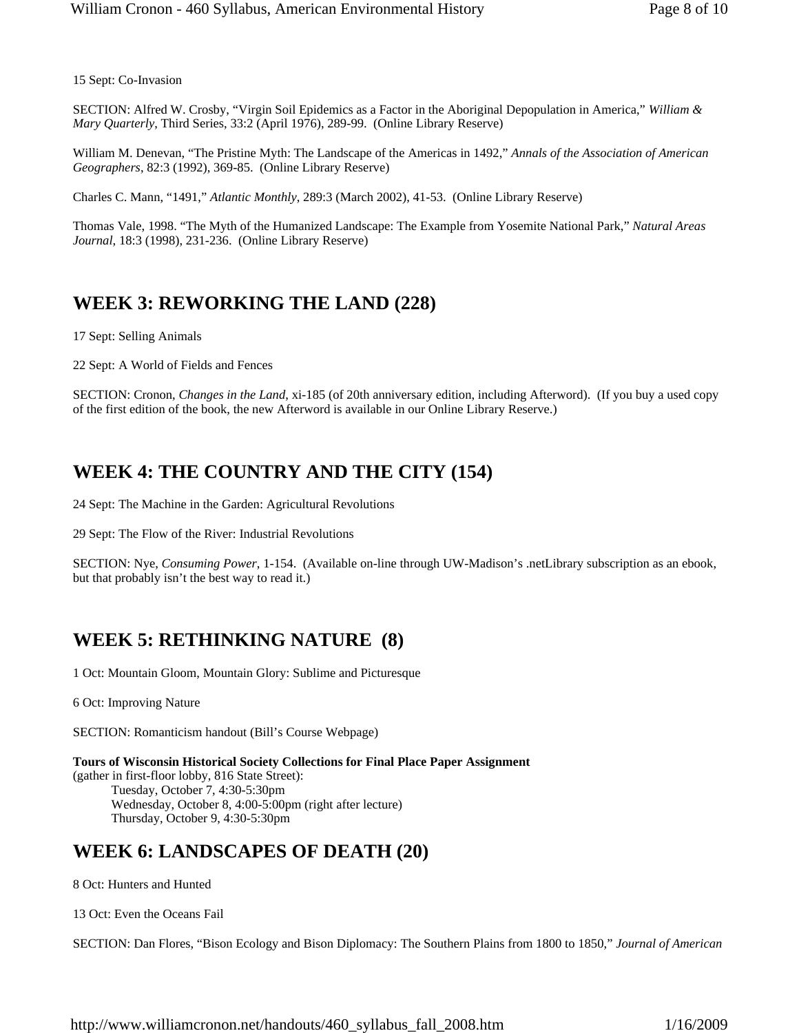15 Sept: Co-Invasion

SECTION: Alfred W. Crosby, “Virgin Soil Epidemics as a Factor in the Aboriginal Depopulation in America,” *William & Mary Quarterly*, Third Series, 33:2 (April 1976), 289-99. (Online Library Reserve)

William M. Denevan, “The Pristine Myth: The Landscape of the Americas in 1492,” *Annals of the Association of American Geographers*, 82:3 (1992), 369-85. (Online Library Reserve)

Charles C. Mann, “1491,” *Atlantic Monthly*, 289:3 (March 2002), 41-53. (Online Library Reserve)

Thomas Vale, 1998. “The Myth of the Humanized Landscape: The Example from Yosemite National Park,” *Natural Areas Journal*, 18:3 (1998), 231-236. (Online Library Reserve)

## WEEK 3: REWORKING THE LAND (228)

17 Sept: Selling Animals

22 Sept: A World of Fields and Fences

SECTION: Cronon, *Changes in the Land*, xi-185 (of 20th anniversary edition, including Afterword). (If you buy a used copy of the first edition of the book, the new Afterword is available in our Online Library Reserve.)

## WEEK 4: THE COUNTRY AND THE CITY (154)

24 Sept: The Machine in the Garden: Agricultural Revolutions

29 Sept: The Flow of the River: Industrial Revolutions

SECTION: Nye, *Consuming Power*, 1-154. (Available on-line through UW-Madison’s .netLibrary subscription as an ebook, but that probably isn’t the best way to read it.)

## WEEK 5: RETHINKING NATURE (8)

1 Oct: Mountain Gloom, Mountain Glory: Sublime and Picturesque

6 Oct: Improving Nature

SECTION: Romanticism handout (Bill’s Course Webpage)

**Tours of Wisconsin Historical Society Collections for Final Place Paper Assignment**
(gather in first-floor lobby, 816 State Street):
Tuesday, October 7, 4:30-5:30pm
Wednesday, October 8, 4:00-5:00pm (right after lecture)
Thursday, October 9, 4:30-5:30pm

## WEEK 6: LANDSCAPES OF DEATH (20)

8 Oct: Hunters and Hunted

13 Oct: Even the Oceans Fail

SECTION: Dan Flores, “Bison Ecology and Bison Diplomacy: The Southern Plains from 1800 to 1850,” *Journal of American*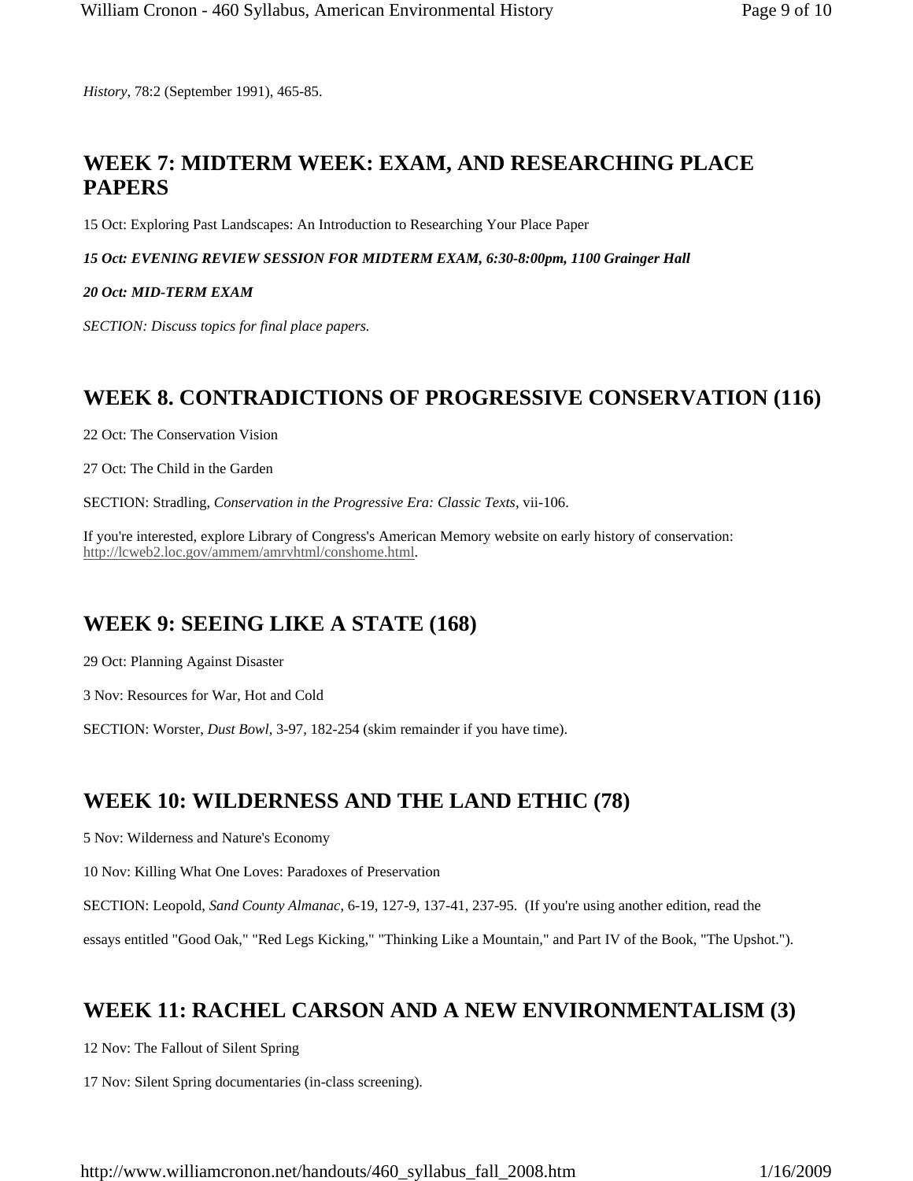*History*, 78:2 (September 1991), 465-85.

## WEEK 7: MIDTERM WEEK: EXAM, AND RESEARCHING PLACE PAPERS

15 Oct: Exploring Past Landscapes: An Introduction to Researching Your Place Paper

***15 Oct: EVENING REVIEW SESSION FOR MIDTERM EXAM, 6:30-8:00pm, 1100 Grainger Hall***

***20 Oct: MID-TERM EXAM***

*SECTION: Discuss topics for final place papers.*

## WEEK 8. CONTRADICTIONS OF PROGRESSIVE CONSERVATION (116)

22 Oct: The Conservation Vision

27 Oct: The Child in the Garden

SECTION: Stradling, *Conservation in the Progressive Era: Classic Texts*, vii-106.

If you're interested, explore Library of Congress's American Memory website on early history of conservation: http://lcweb2.loc.gov/ammem/amrvhtml/conshome.html.

## WEEK 9: SEEING LIKE A STATE (168)

29 Oct: Planning Against Disaster

3 Nov: Resources for War, Hot and Cold

SECTION: Worster, *Dust Bowl*, 3-97, 182-254 (skim remainder if you have time).

## WEEK 10: WILDERNESS AND THE LAND ETHIC (78)

5 Nov: Wilderness and Nature's Economy

10 Nov: Killing What One Loves: Paradoxes of Preservation

SECTION: Leopold, *Sand County Almanac*, 6-19, 127-9, 137-41, 237-95. (If you're using another edition, read the essays entitled "Good Oak," "Red Legs Kicking," "Thinking Like a Mountain," and Part IV of the Book, "The Upshot.").

## WEEK 11: RACHEL CARSON AND A NEW ENVIRONMENTALISM (3)

12 Nov: The Fallout of Silent Spring

17 Nov: Silent Spring documentaries (in-class screening).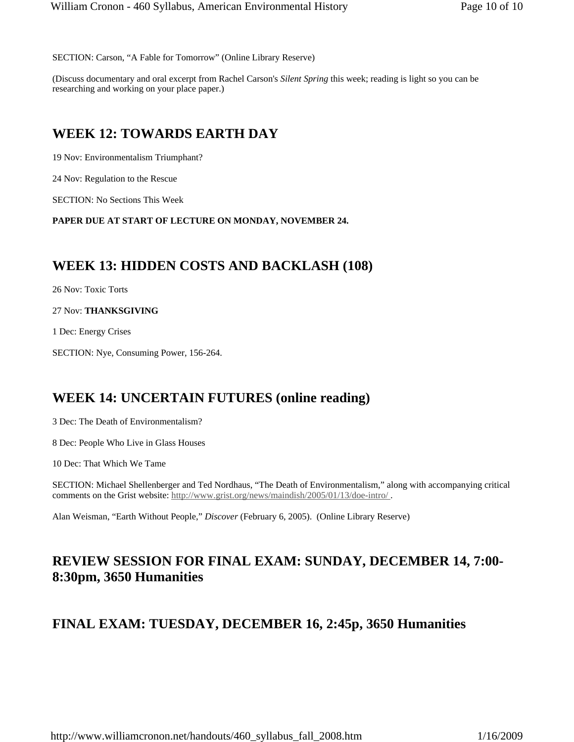SECTION: Carson, "A Fable for Tomorrow" (Online Library Reserve)

(Discuss documentary and oral excerpt from Rachel Carson's *Silent Spring* this week; reading is light so you can be researching and working on your place paper.)

## WEEK 12: TOWARDS EARTH DAY

19 Nov: Environmentalism Triumphant?

24 Nov: Regulation to the Rescue

SECTION: No Sections This Week

**PAPER DUE AT START OF LECTURE ON MONDAY, NOVEMBER 24.**

## WEEK 13: HIDDEN COSTS AND BACKLASH (108)

26 Nov: Toxic Torts

27 Nov: **THANKSGIVING**

1 Dec: Energy Crises

SECTION: Nye, Consuming Power, 156-264.

## WEEK 14: UNCERTAIN FUTURES (online reading)

3 Dec: The Death of Environmentalism?

8 Dec: People Who Live in Glass Houses

10 Dec: That Which We Tame

SECTION: Michael Shellenberger and Ted Nordhaus, "The Death of Environmentalism," along with accompanying critical comments on the Grist website: http://www.grist.org/news/maindish/2005/01/13/doe-intro/ .

Alan Weisman, "Earth Without People," *Discover* (February 6, 2005). (Online Library Reserve)

## REVIEW SESSION FOR FINAL EXAM: SUNDAY, DECEMBER 14, 7:00-8:30pm, 3650 Humanities

## FINAL EXAM: TUESDAY, DECEMBER 16, 2:45p, 3650 Humanities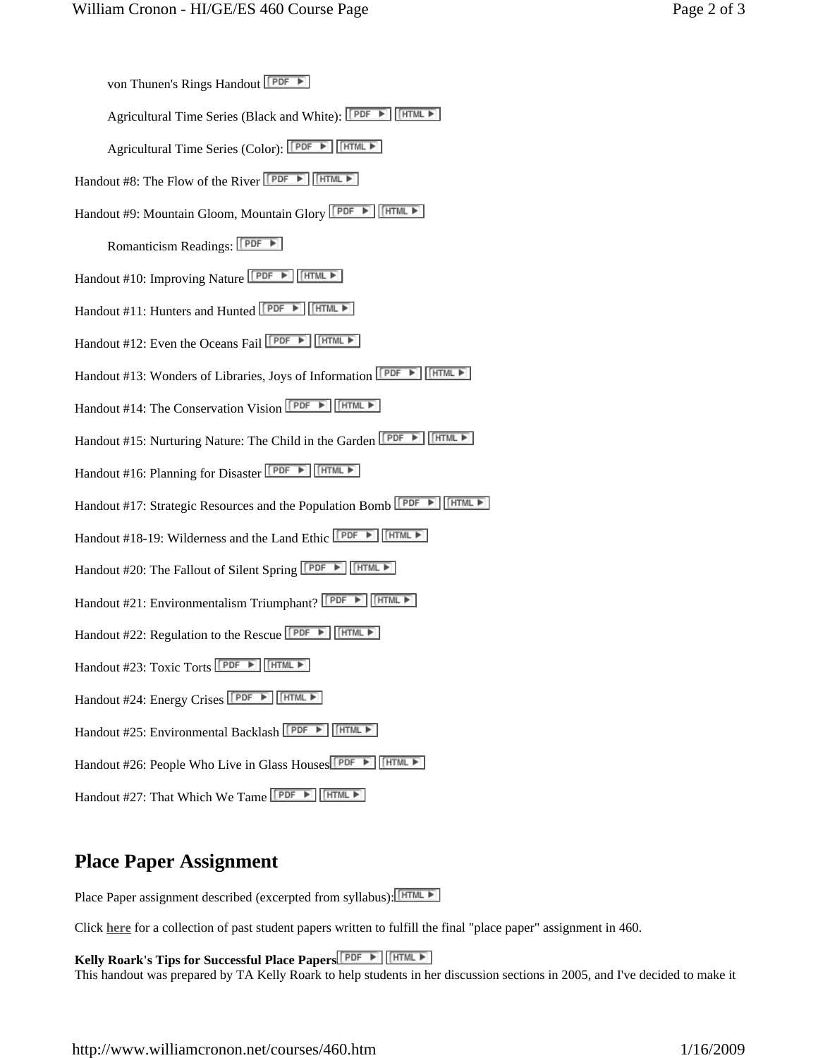von Thunen's Rings Handout [PDF ▶]

Agricultural Time Series (Black and White): [PDF ▶] [HTML ▶]

Agricultural Time Series (Color): [PDF ▶] [HTML ▶]

Handout #8: The Flow of the River [PDF ▶] [HTML ▶]

Handout #9: Mountain Gloom, Mountain Glory [PDF ▶] [HTML ▶]

Romanticism Readings: [PDF ▶]

Handout #10: Improving Nature [PDF ▶] [HTML ▶]

Handout #11: Hunters and Hunted [PDF ▶] [HTML ▶]

Handout #12: Even the Oceans Fail [PDF ▶] [HTML ▶]

Handout #13: Wonders of Libraries, Joys of Information [PDF ▶] [HTML ▶]

Handout #14: The Conservation Vision [PDF ▶] [HTML ▶]

Handout #15: Nurturing Nature: The Child in the Garden [PDF ▶] [HTML ▶]

Handout #16: Planning for Disaster [PDF ▶] [HTML ▶]

Handout #17: Strategic Resources and the Population Bomb [PDF ▶] [HTML ▶]

Handout #18-19: Wilderness and the Land Ethic [PDF ▶] [HTML ▶]

Handout #20: The Fallout of Silent Spring [PDF ▶] [HTML ▶]

Handout #21: Environmentalism Triumphant? [PDF ▶] [HTML ▶]

Handout #22: Regulation to the Rescue [PDF ▶] [HTML ▶]

Handout #23: Toxic Torts [PDF ▶] [HTML ▶]

Handout #24: Energy Crises [PDF ▶] [HTML ▶]

Handout #25: Environmental Backlash [PDF ▶] [HTML ▶]

Handout #26: People Who Live in Glass Houses [PDF ▶] [HTML ▶]

Handout #27: That Which We Tame [PDF ▶] [HTML ▶]

## Place Paper Assignment

Place Paper assignment described (excerpted from syllabus): [HTML ▶]

Click **here** for a collection of past student papers written to fulfill the final "place paper" assignment in 460.

**Kelly Roark's Tips for Successful Place Papers** [PDF ▶] [HTML ▶]
This handout was prepared by TA Kelly Roark to help students in her discussion sections in 2005, and I've decided to make it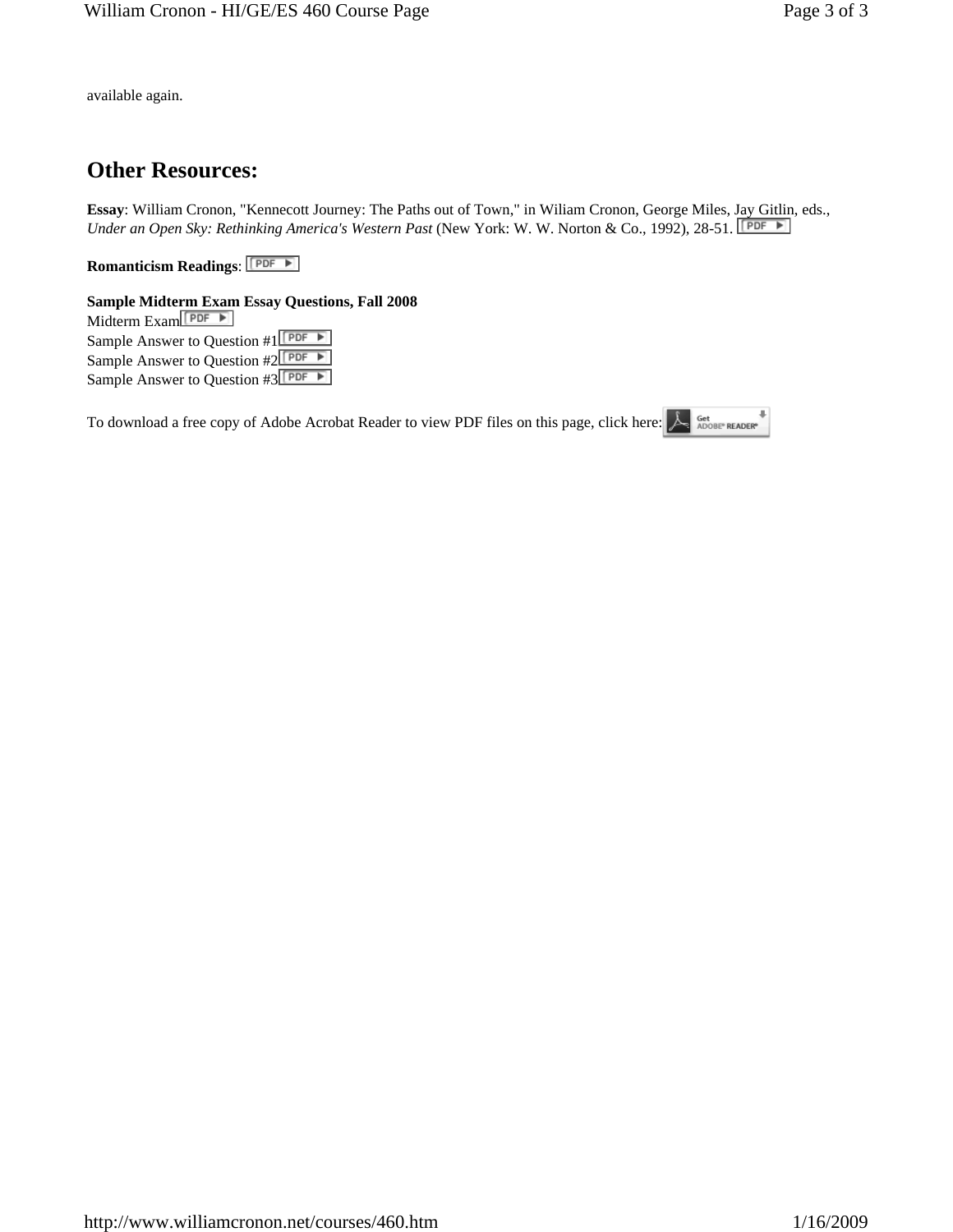available again.

## Other Resources:

**Essay**: William Cronon, "Kennecott Journey: The Paths out of Town," in Wiliam Cronon, George Miles, Jay Gitlin, eds., *Under an Open Sky: Rethinking America's Western Past* (New York: W. W. Norton & Co., 1992), 28-51. PDF

**Romanticism Readings**: PDF

**Sample Midterm Exam Essay Questions, Fall 2008**
Midterm Exam PDF
Sample Answer to Question #1 PDF
Sample Answer to Question #2 PDF
Sample Answer to Question #3 PDF

To download a free copy of Adobe Acrobat Reader to view PDF files on this page, click here: Get ADOBE® READER®